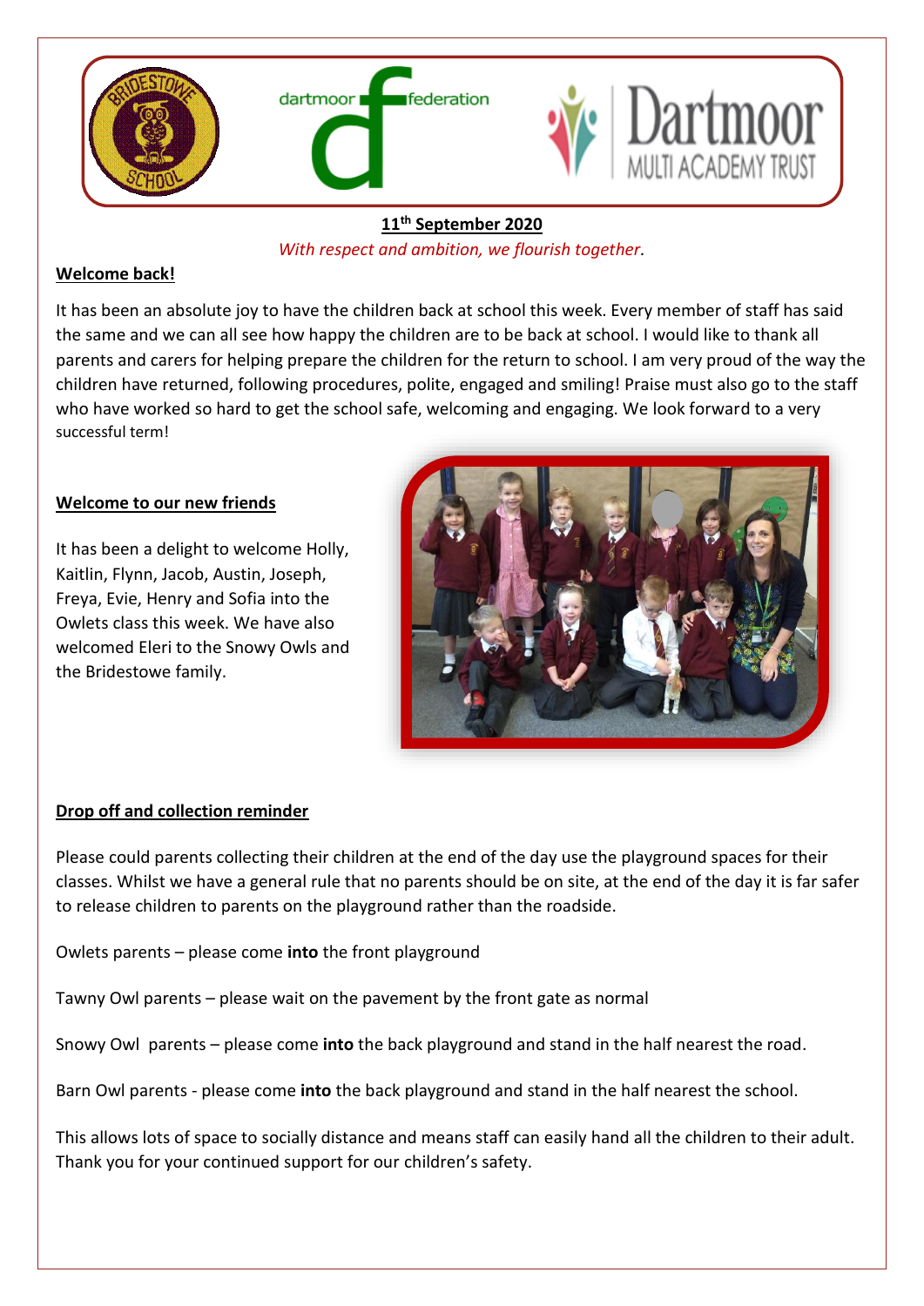**11th September 2020**

*With respect and ambition, we flourish together.*

## Welcome back!

It has been an absolute joy to have the children back at school this week. Every member of staff has said the same and we can all see how happy the children are to be back at school. I would like to thank all parents and carers for helping prepare the children for the return to school. I am very proud of the way the children have returned, following procedures, polite, engaged and smiling! Praise must also go to the staff who have worked so hard to get the school safe, welcoming and engaging. We look forward to a very successful term!

## Welcome to our new friends

It has been a delight to welcome Holly, Kaitlin, Flynn, Jacob, Austin, Joseph, Freya, Evie, Henry and Sofia into the Owlets class this week. We have also welcomed Eleri to the Snowy Owls and the Bridestowe family.

## Drop off and collection reminder

Please could parents collecting their children at the end of the day use the playground spaces for their classes. Whilst we have a general rule that no parents should be on site, at the end of the day it is far safer to release children to parents on the playground rather than the roadside.

Owlets parents – please come **into** the front playground

Tawny Owl parents – please wait on the pavement by the front gate as normal

Snowy Owl parents – please come **into** the back playground and stand in the half nearest the road.

Barn Owl parents - please come **into** the back playground and stand in the half nearest the school.

This allows lots of space to socially distance and means staff can easily hand all the children to their adult. Thank you for your continued support for our children's safety.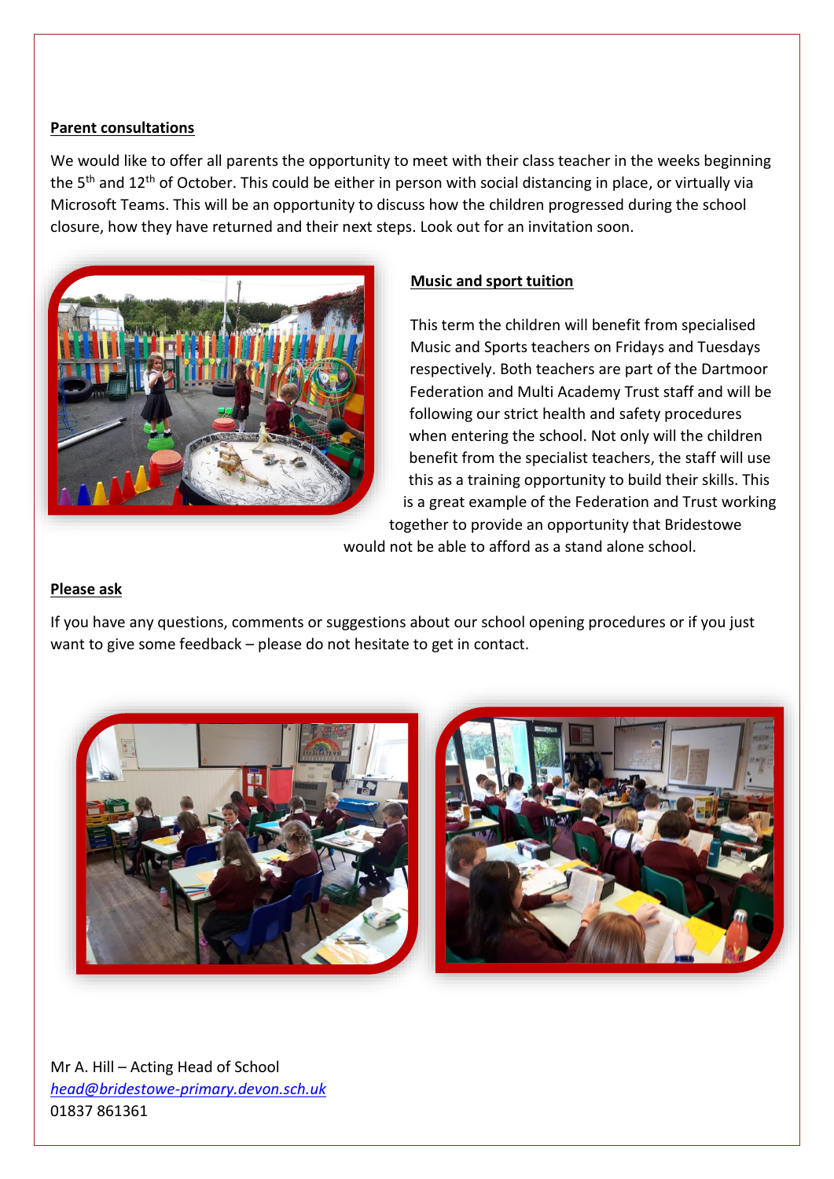**Parent consultations**

We would like to offer all parents the opportunity to meet with their class teacher in the weeks beginning the 5th and 12th of October. This could be either in person with social distancing in place, or virtually via Microsoft Teams. This will be an opportunity to discuss how the children progressed during the school closure, how they have returned and their next steps. Look out for an invitation soon.

**Music and sport tuition**

This term the children will benefit from specialised Music and Sports teachers on Fridays and Tuesdays respectively. Both teachers are part of the Dartmoor Federation and Multi Academy Trust staff and will be following our strict health and safety procedures when entering the school. Not only will the children benefit from the specialist teachers, the staff will use this as a training opportunity to build their skills. This is a great example of the Federation and Trust working together to provide an opportunity that Bridestowe would not be able to afford as a stand alone school.

**Please ask**

If you have any questions, comments or suggestions about our school opening procedures or if you just want to give some feedback – please do not hesitate to get in contact.

Mr A. Hill – Acting Head of School
*head@bridestowe-primary.devon.sch.uk*
01837 861361